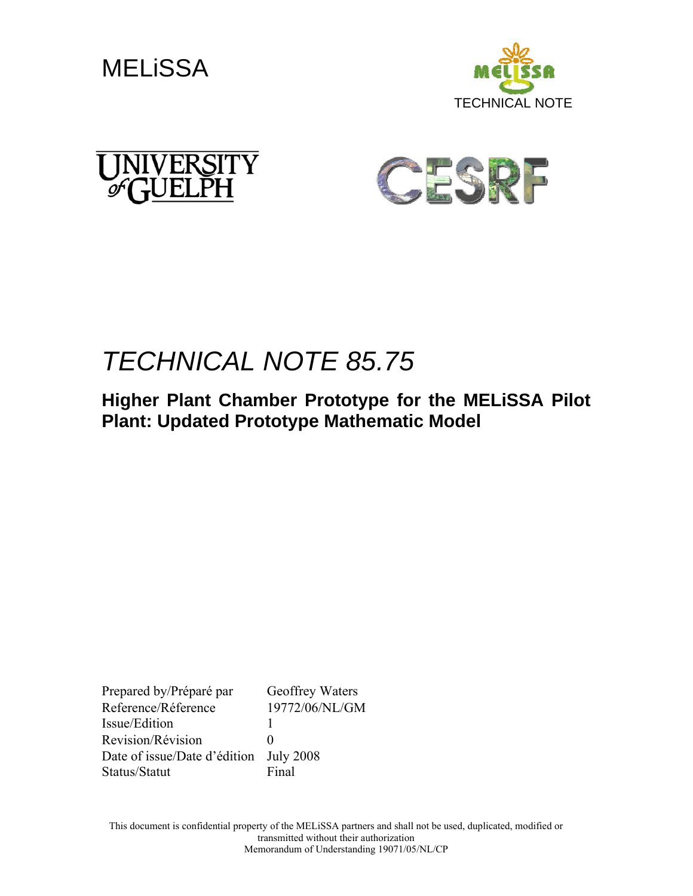MELiSSA

TECHNICAL NOTE

UNIVERSITY of GUELPH

CESRF

# TECHNICAL NOTE 85.75

## Higher Plant Chamber Prototype for the MELiSSA Pilot Plant: Updated Prototype Mathematic Model

| | |
|---|---|
| Prepared by/Préparé par | Geoffrey Waters |
| Reference/Réference | 19772/06/NL/GM |
| Issue/Edition | 1 |
| Revision/Révision | 0 |
| Date of issue/Date d'édition | July 2008 |
| Status/Statut | Final |

This document is confidential property of the MELiSSA partners and shall not be used, duplicated, modified or transmitted without their authorization
Memorandum of Understanding 19071/05/NL/CP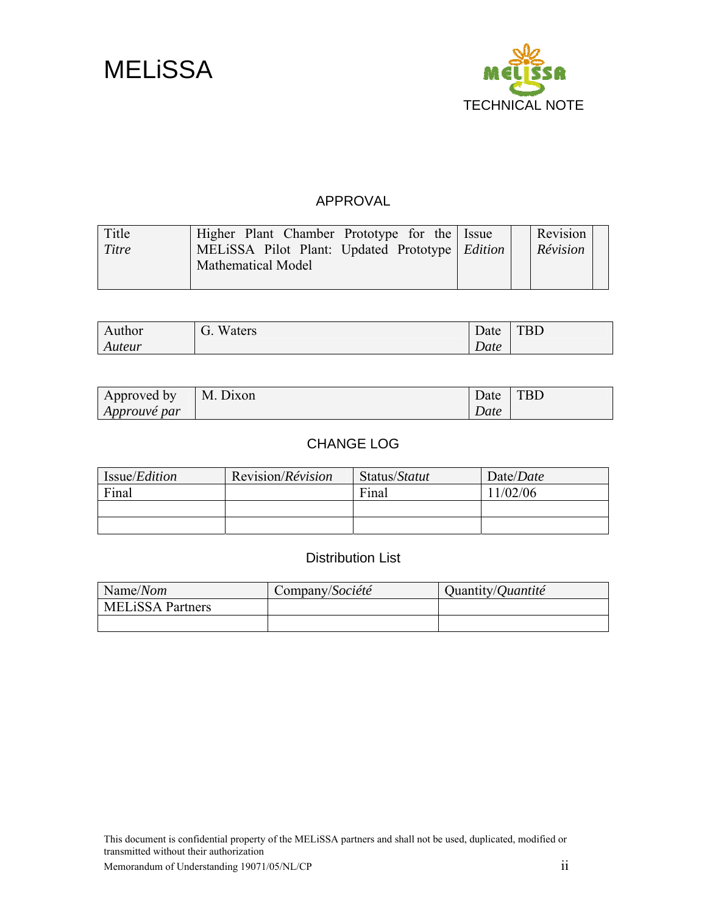MELiSSA

TECHNICAL NOTE

## APPROVAL

| Title *Titre* | Higher Plant Chamber Prototype for the MELiSSA Pilot Plant: Updated Prototype Mathematical Model | Issue *Edition* | | Revision *Révision* | |
|---|---|---|---|---|---|

| Author *Auteur* | G. Waters | Date *Date* | TBD |
|---|---|---|---|

| Approved by *Approuvé par* | M. Dixon | Date *Date* | TBD |
|---|---|---|---|

## CHANGE LOG

| Issue/*Edition* | Revision/*Révision* | Status/*Statut* | Date/*Date* |
|---|---|---|---|
| Final | | Final | 11/02/06 |
| | | | |
| | | | |

## Distribution List

| Name/*Nom* | Company/*Société* | Quantity/*Quantité* |
|---|---|---|
| MELiSSA Partners | | |
| | | |

This document is confidential property of the MELiSSA partners and shall not be used, duplicated, modified or transmitted without their authorization

Memorandum of Understanding 19071/05/NL/CP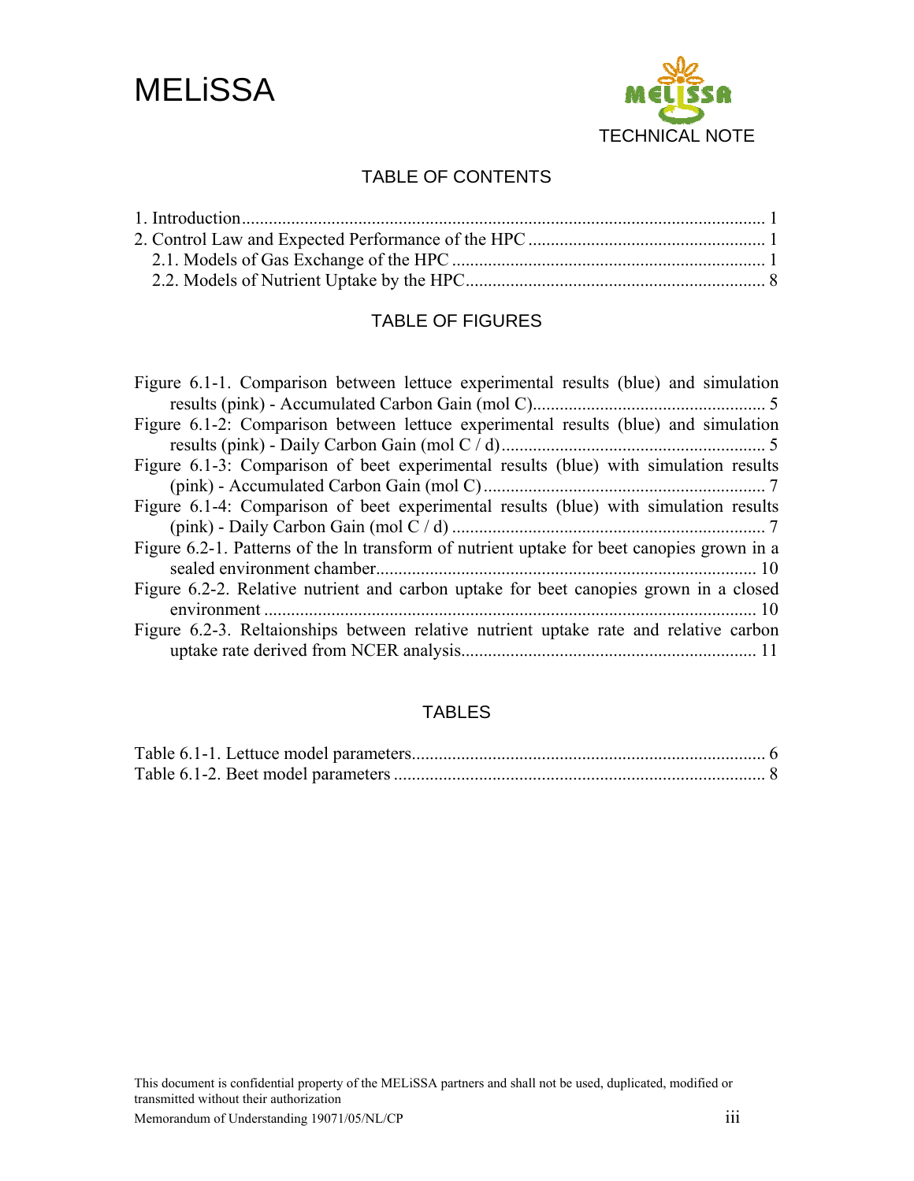## TABLE OF CONTENTS

1. Introduction ........................................................................................................ 1
2. Control Law and Expected Performance of the HPC ..................................................... 1
   2.1. Models of Gas Exchange of the HPC ........................................................................ 1
   2.2. Models of Nutrient Uptake by the HPC ...................................................................... 8

## TABLE OF FIGURES

Figure 6.1-1. Comparison between lettuce experimental results (blue) and simulation results (pink) - Accumulated Carbon Gain (mol C)....................................................... 5
Figure 6.1-2: Comparison between lettuce experimental results (blue) and simulation results (pink) - Daily Carbon Gain (mol C / d)........................................................... 5
Figure 6.1-3: Comparison of beet experimental results (blue) with simulation results (pink) - Accumulated Carbon Gain (mol C)............................................................... 7
Figure 6.1-4: Comparison of beet experimental results (blue) with simulation results (pink) - Daily Carbon Gain (mol C / d) ...................................................................... 7
Figure 6.2-1. Patterns of the ln transform of nutrient uptake for beet canopies grown in a sealed environment chamber..................................................................................... 10
Figure 6.2-2. Relative nutrient and carbon uptake for beet canopies grown in a closed environment .............................................................................................................. 10
Figure 6.2-3. Reltaionships between relative nutrient uptake rate and relative carbon uptake rate derived from NCER analysis.................................................................. 11

## TABLES

Table 6.1-1. Lettuce model parameters............................................................................... 6
Table 6.1-2. Beet model parameters ................................................................................... 8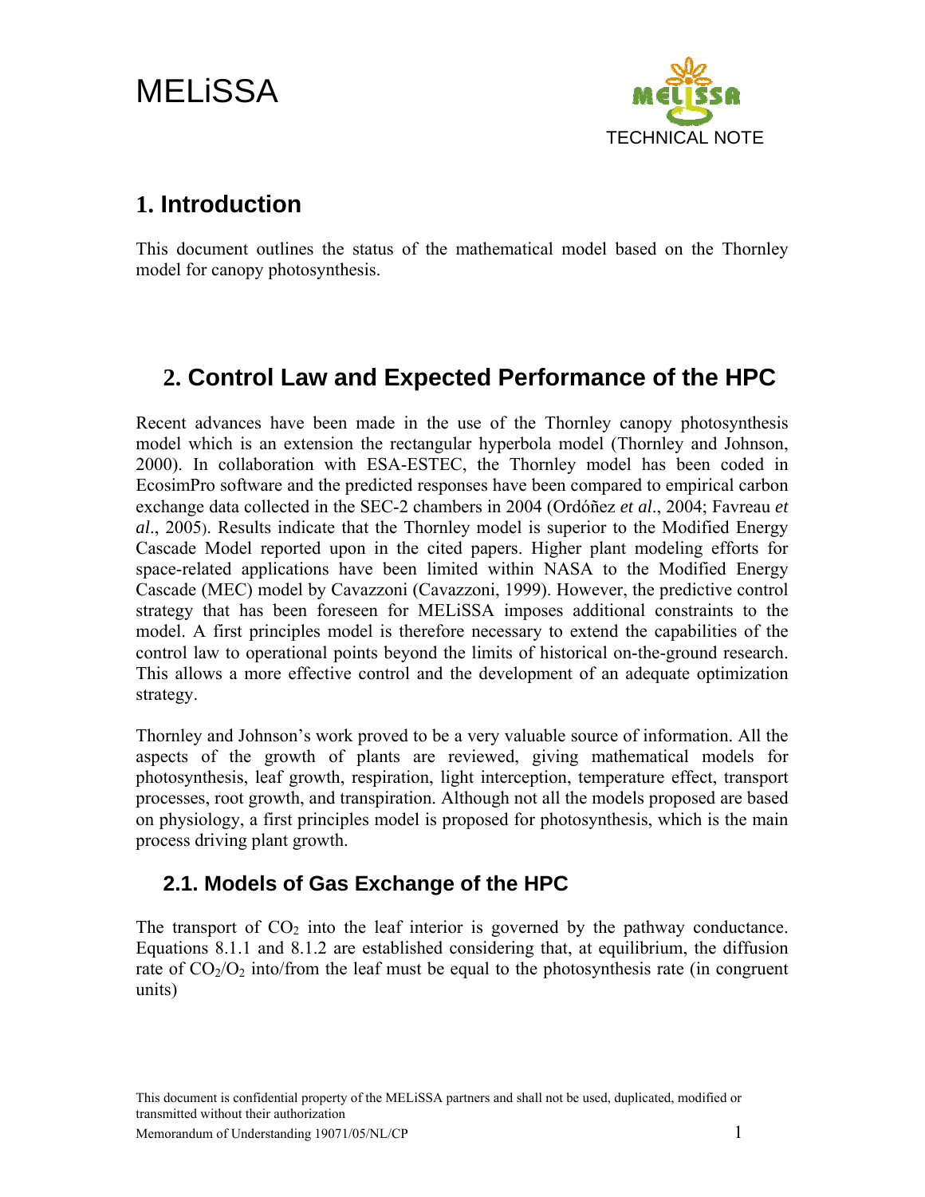# 1. Introduction

This document outlines the status of the mathematical model based on the Thornley model for canopy photosynthesis.

# 2. Control Law and Expected Performance of the HPC

Recent advances have been made in the use of the Thornley canopy photosynthesis model which is an extension the rectangular hyperbola model (Thornley and Johnson, 2000). In collaboration with ESA-ESTEC, the Thornley model has been coded in EcosimPro software and the predicted responses have been compared to empirical carbon exchange data collected in the SEC-2 chambers in 2004 (Ordóñez *et al*., 2004; Favreau *et al*., 2005). Results indicate that the Thornley model is superior to the Modified Energy Cascade Model reported upon in the cited papers. Higher plant modeling efforts for space-related applications have been limited within NASA to the Modified Energy Cascade (MEC) model by Cavazzoni (Cavazzoni, 1999). However, the predictive control strategy that has been foreseen for MELiSSA imposes additional constraints to the model. A first principles model is therefore necessary to extend the capabilities of the control law to operational points beyond the limits of historical on-the-ground research. This allows a more effective control and the development of an adequate optimization strategy.

Thornley and Johnson's work proved to be a very valuable source of information. All the aspects of the growth of plants are reviewed, giving mathematical models for photosynthesis, leaf growth, respiration, light interception, temperature effect, transport processes, root growth, and transpiration. Although not all the models proposed are based on physiology, a first principles model is proposed for photosynthesis, which is the main process driving plant growth.

## 2.1. Models of Gas Exchange of the HPC

The transport of $CO_2$ into the leaf interior is governed by the pathway conductance. Equations 8.1.1 and 8.1.2 are established considering that, at equilibrium, the diffusion rate of $CO_2/O_2$ into/from the leaf must be equal to the photosynthesis rate (in congruent units)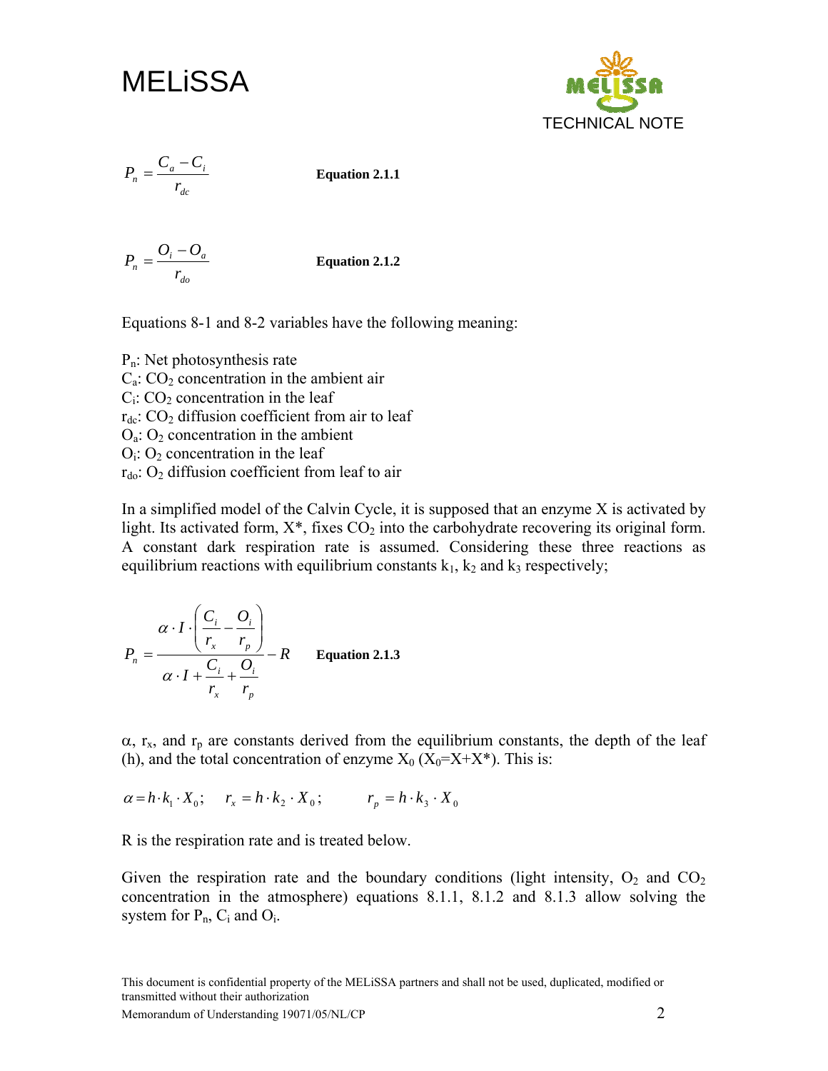$$P_n = \frac{C_a - C_i}{r_{dc}} \qquad \textbf{Equation 2.1.1}$$

$$P_n = \frac{O_i - O_a}{r_{do}} \qquad \textbf{Equation 2.1.2}$$

Equations 8-1 and 8-2 variables have the following meaning:

$P_n$: Net photosynthesis rate
$C_a$: $CO_2$ concentration in the ambient air
$C_i$: $CO_2$ concentration in the leaf
$r_{dc}$: $CO_2$ diffusion coefficient from air to leaf
$O_a$: $O_2$ concentration in the ambient
$O_i$: $O_2$ concentration in the leaf
$r_{do}$: $O_2$ diffusion coefficient from leaf to air

In a simplified model of the Calvin Cycle, it is supposed that an enzyme X is activated by light. Its activated form, X*, fixes $CO_2$ into the carbohydrate recovering its original form. A constant dark respiration rate is assumed. Considering these three reactions as equilibrium reactions with equilibrium constants $k_1$, $k_2$ and $k_3$ respectively;

$$P_n = \frac{\alpha \cdot I \cdot \left( \dfrac{C_i}{r_x} - \dfrac{O_i}{r_p} \right)}{\alpha \cdot I + \dfrac{C_i}{r_x} + \dfrac{O_i}{r_p}} - R \qquad \textbf{Equation 2.1.3}$$

$\alpha$, $r_x$, and $r_p$ are constants derived from the equilibrium constants, the depth of the leaf (h), and the total concentration of enzyme $X_0$ ($X_0$=X+X*). This is:

$$\alpha = h \cdot k_1 \cdot X_0; \quad r_x = h \cdot k_2 \cdot X_0; \quad r_p = h \cdot k_3 \cdot X_0$$

R is the respiration rate and is treated below.

Given the respiration rate and the boundary conditions (light intensity, $O_2$ and $CO_2$ concentration in the atmosphere) equations 8.1.1, 8.1.2 and 8.1.3 allow solving the system for $P_n$, $C_i$ and $O_i$.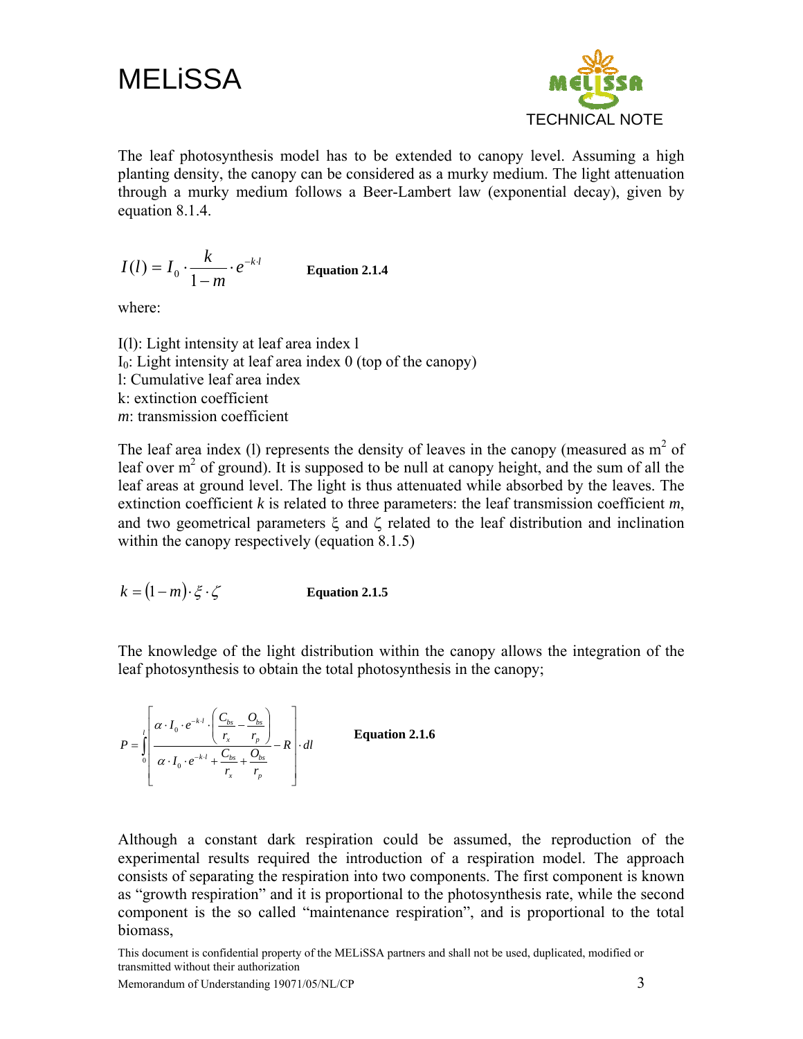The leaf photosynthesis model has to be extended to canopy level. Assuming a high planting density, the canopy can be considered as a murky medium. The light attenuation through a murky medium follows a Beer-Lambert law (exponential decay), given by equation 8.1.4.

$$I(l) = I_0 \cdot \frac{k}{1-m} \cdot e^{-k \cdot l} \qquad \textbf{Equation 2.1.4}$$

where:

$I(l)$: Light intensity at leaf area index l
$I_0$: Light intensity at leaf area index 0 (top of the canopy)
l: Cumulative leaf area index
k: extinction coefficient
*m*: transmission coefficient

The leaf area index (l) represents the density of leaves in the canopy (measured as $m^2$ of leaf over $m^2$ of ground). It is supposed to be null at canopy height, and the sum of all the leaf areas at ground level. The light is thus attenuated while absorbed by the leaves. The extinction coefficient *k* is related to three parameters: the leaf transmission coefficient *m*, and two geometrical parameters $\xi$ and $\zeta$ related to the leaf distribution and inclination within the canopy respectively (equation 8.1.5)

$$k = (1-m) \cdot \xi \cdot \zeta \qquad \textbf{Equation 2.1.5}$$

The knowledge of the light distribution within the canopy allows the integration of the leaf photosynthesis to obtain the total photosynthesis in the canopy;

$$P = \int_0^l \left[ \frac{\alpha \cdot I_0 \cdot e^{-k \cdot l} \cdot \left( \frac{C_{bs}}{r_x} - \frac{O_{bs}}{r_p} \right)}{\alpha \cdot I_0 \cdot e^{-k \cdot l} + \frac{C_{bs}}{r_x} + \frac{O_{bs}}{r_p}} - R \right] \cdot dl \qquad \textbf{Equation 2.1.6}$$

Although a constant dark respiration could be assumed, the reproduction of the experimental results required the introduction of a respiration model. The approach consists of separating the respiration into two components. The first component is known as "growth respiration" and it is proportional to the photosynthesis rate, while the second component is the so called "maintenance respiration", and is proportional to the total biomass,

This document is confidential property of the MELiSSA partners and shall not be used, duplicated, modified or transmitted without their authorization

Memorandum of Understanding 19071/05/NL/CP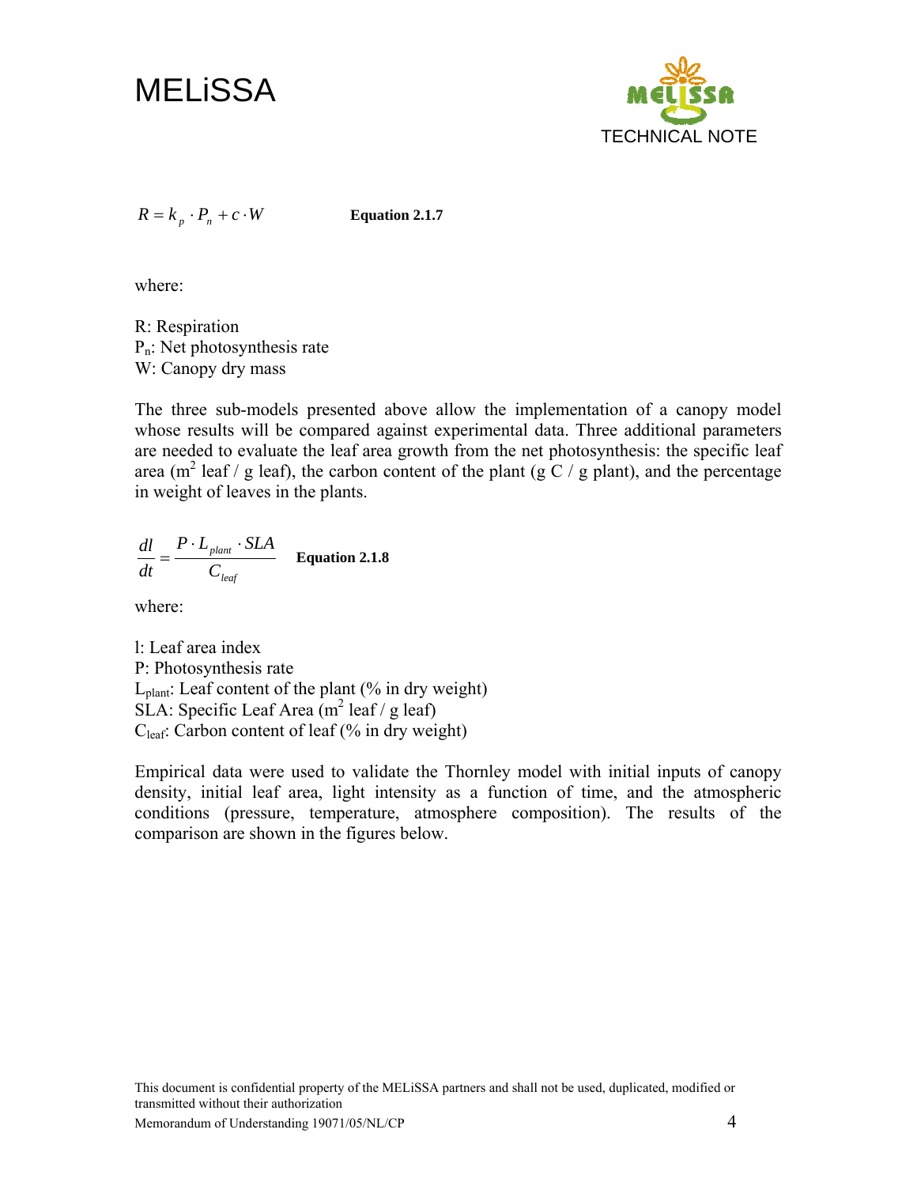$$R = k_p \cdot P_n + c \cdot W \qquad \textbf{Equation 2.1.7}$$

where:

R: Respiration
$P_n$: Net photosynthesis rate
W: Canopy dry mass

The three sub-models presented above allow the implementation of a canopy model whose results will be compared against experimental data. Three additional parameters are needed to evaluate the leaf area growth from the net photosynthesis: the specific leaf area ($m^2$ leaf / g leaf), the carbon content of the plant (g C / g plant), and the percentage in weight of leaves in the plants.

$$\frac{dl}{dt} = \frac{P \cdot L_{plant} \cdot SLA}{C_{leaf}} \qquad \textbf{Equation 2.1.8}$$

where:

l: Leaf area index
P: Photosynthesis rate
$L_{plant}$: Leaf content of the plant (% in dry weight)
SLA: Specific Leaf Area ($m^2$ leaf / g leaf)
$C_{leaf}$: Carbon content of leaf (% in dry weight)

Empirical data were used to validate the Thornley model with initial inputs of canopy density, initial leaf area, light intensity as a function of time, and the atmospheric conditions (pressure, temperature, atmosphere composition). The results of the comparison are shown in the figures below.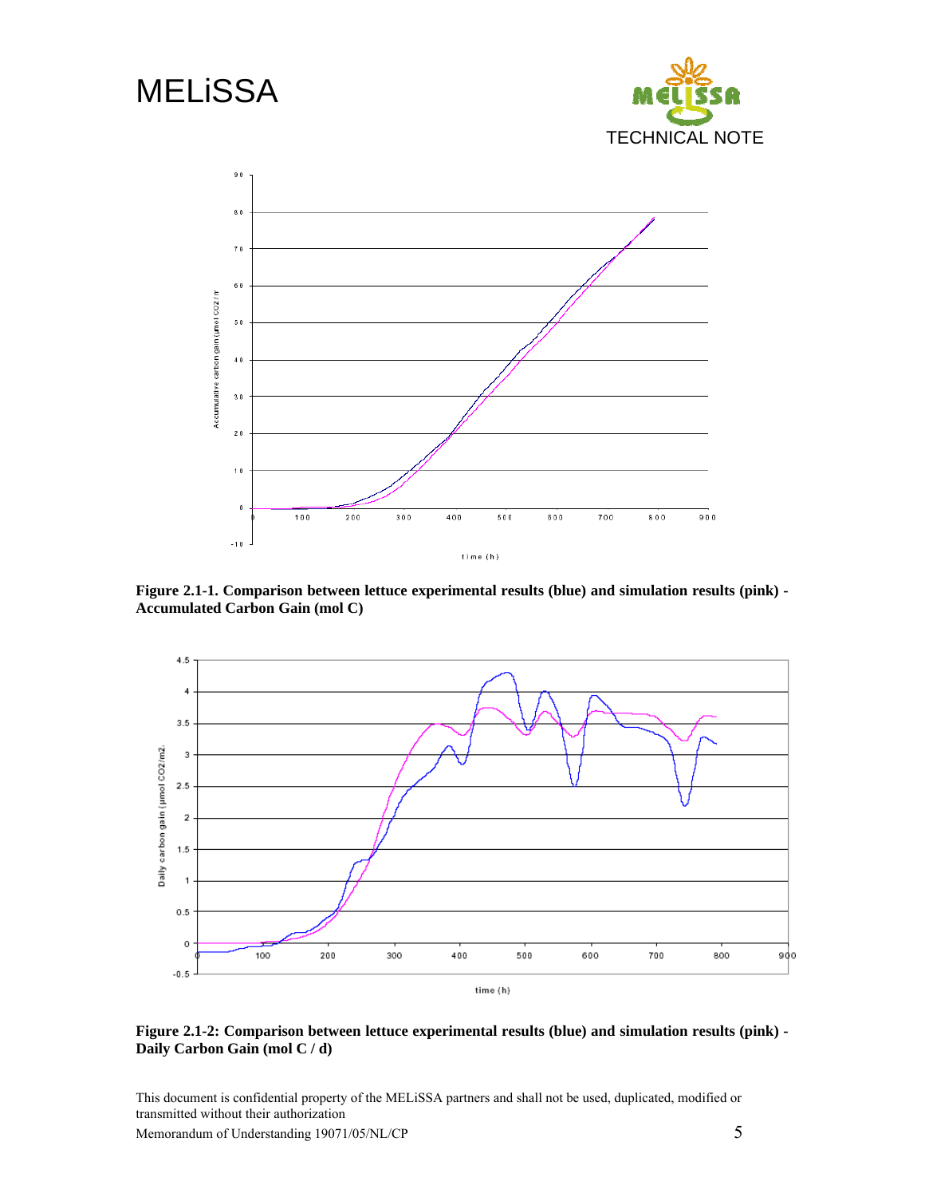Figure 2.1-1. Comparison between lettuce experimental results (blue) and simulation results (pink) - Accumulated Carbon Gain (mol C)

Figure 2.1-2: Comparison between lettuce experimental results (blue) and simulation results (pink) - Daily Carbon Gain (mol C / d)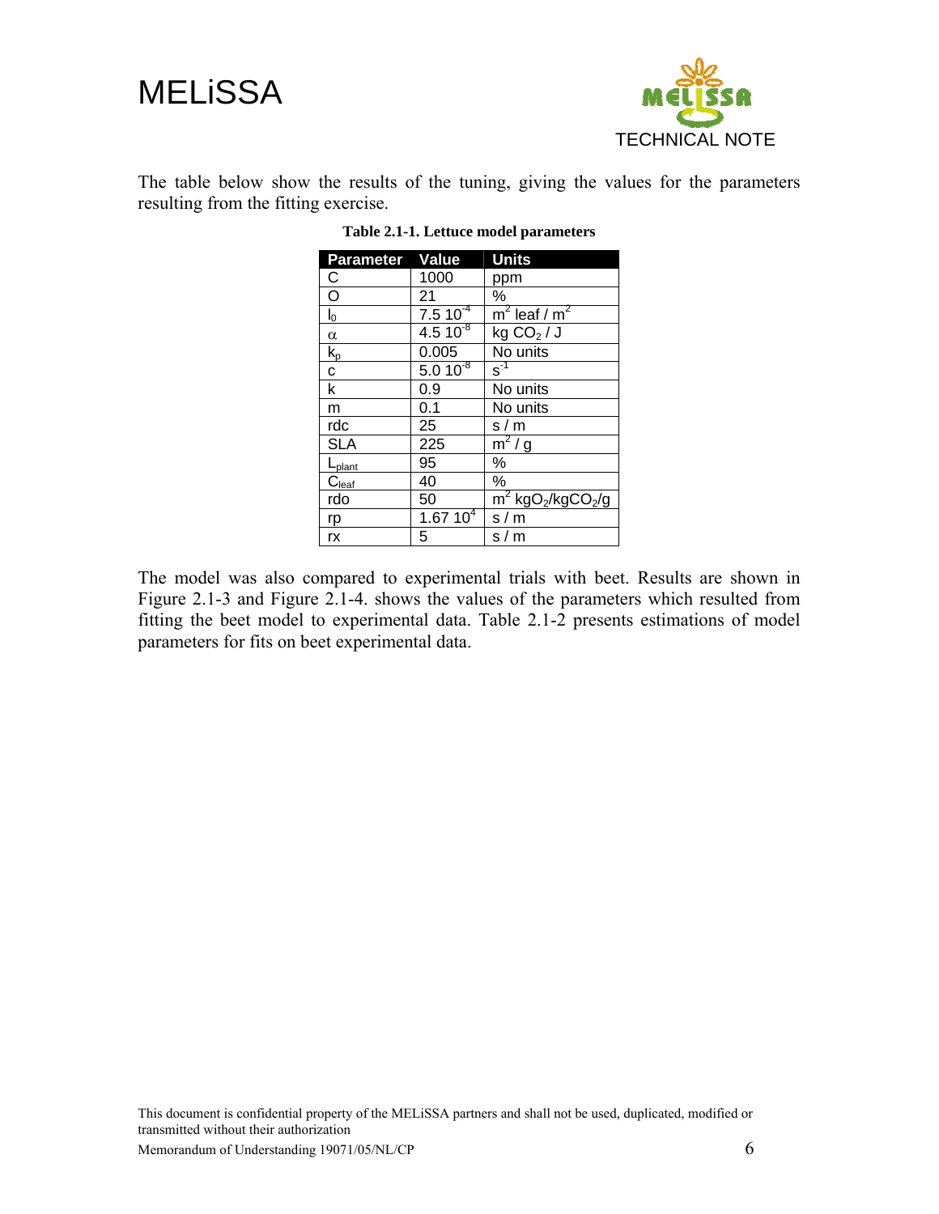The table below show the results of the tuning, giving the values for the parameters resulting from the fitting exercise.

**Table 2.1-1. Lettuce model parameters**

| Parameter | Value | Units |
|---|---|---|
| C | 1000 | ppm |
| O | 21 | % |
| $I_0$ | $7.5\ 10^{-4}$ | $m^2$ leaf / $m^2$ |
| $\alpha$ | $4.5\ 10^{-8}$ | kg $CO_2$ / J |
| $k_p$ | 0.005 | No units |
| c | $5.0\ 10^{-8}$ | $s^{-1}$ |
| k | 0.9 | No units |
| m | 0.1 | No units |
| rdc | 25 | s / m |
| SLA | 225 | $m^2$ / g |
| $L_{plant}$ | 95 | % |
| $C_{leaf}$ | 40 | % |
| rdo | 50 | $m^2$ $kgO_2/kgCO_2/g$ |
| rp | $1.67\ 10^{4}$ | s / m |
| rx | 5 | s / m |

The model was also compared to experimental trials with beet. Results are shown in Figure 2.1-3 and Figure 2.1-4. shows the values of the parameters which resulted from fitting the beet model to experimental data. Table 2.1-2 presents estimations of model parameters for fits on beet experimental data.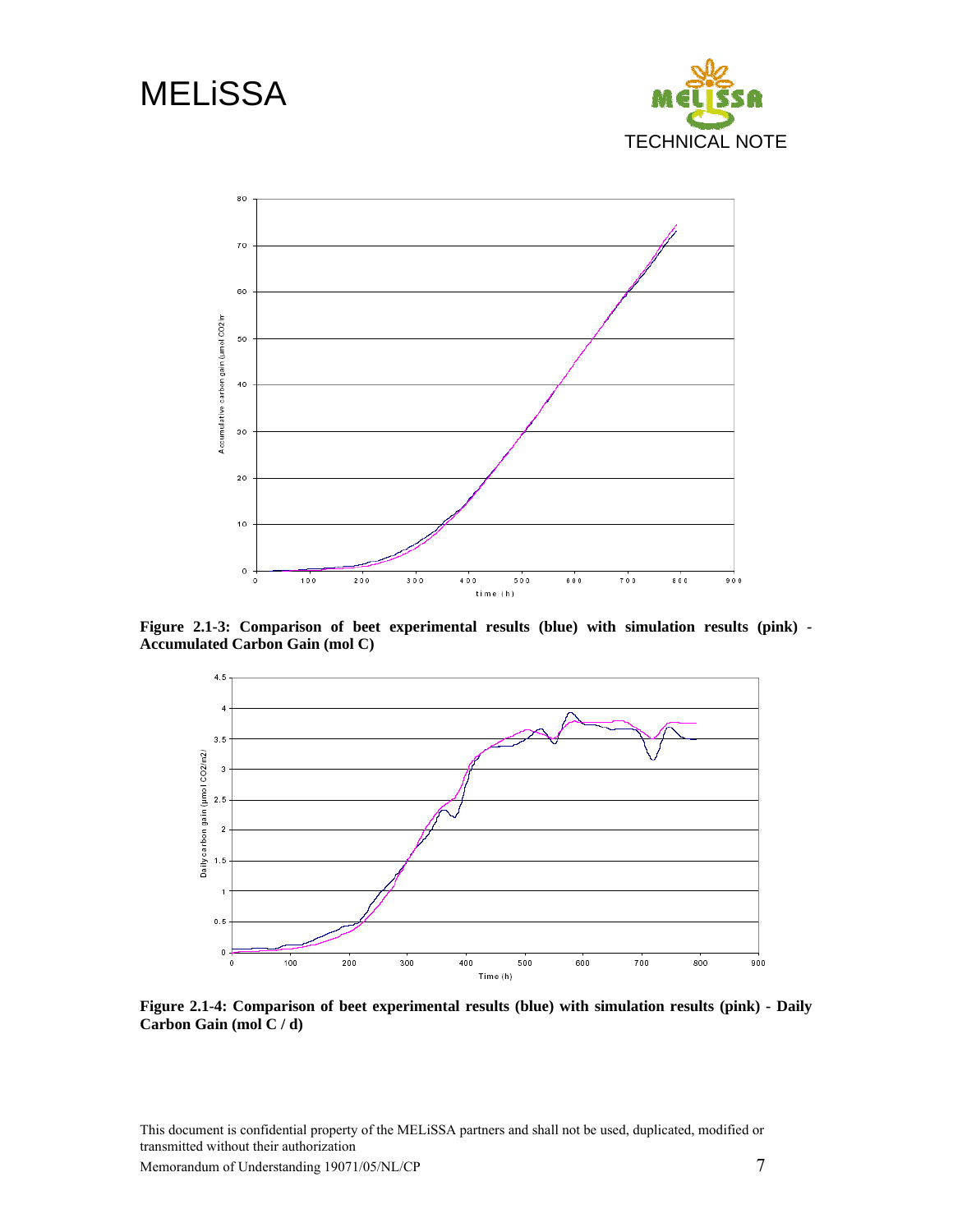Figure 2.1-3: Comparison of beet experimental results (blue) with simulation results (pink) - Accumulated Carbon Gain (mol C)

Figure 2.1-4: Comparison of beet experimental results (blue) with simulation results (pink) - Daily Carbon Gain (mol C / d)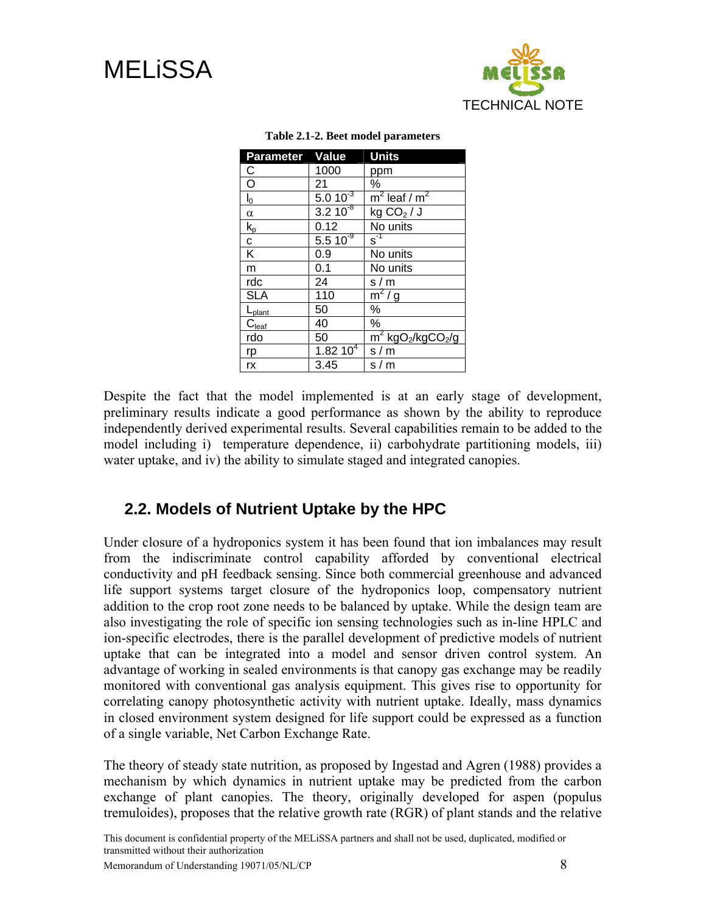**Table 2.1-2. Beet model parameters**

| Parameter | Value | Units |
|---|---|---|
| C | 1000 | ppm |
| O | 21 | % |
| $l_0$ | $5.0\ 10^{-3}$ | $m^2$ leaf / $m^2$ |
| $\alpha$ | $3.2\ 10^{-8}$ | kg $CO_2$ / J |
| $k_p$ | 0.12 | No units |
| c | $5.5\ 10^{-9}$ | $s^{-1}$ |
| K | 0.9 | No units |
| m | 0.1 | No units |
| rdc | 24 | s / m |
| SLA | 110 | $m^2$ / g |
| $L_{plant}$ | 50 | % |
| $C_{leaf}$ | 40 | % |
| rdo | 50 | $m^2$ $kgO_2/kgCO_2/g$ |
| rp | $1.82\ 10^4$ | s / m |
| rx | 3.45 | s / m |

Despite the fact that the model implemented is at an early stage of development, preliminary results indicate a good performance as shown by the ability to reproduce independently derived experimental results. Several capabilities remain to be added to the model including i) temperature dependence, ii) carbohydrate partitioning models, iii) water uptake, and iv) the ability to simulate staged and integrated canopies.

## 2.2. Models of Nutrient Uptake by the HPC

Under closure of a hydroponics system it has been found that ion imbalances may result from the indiscriminate control capability afforded by conventional electrical conductivity and pH feedback sensing. Since both commercial greenhouse and advanced life support systems target closure of the hydroponics loop, compensatory nutrient addition to the crop root zone needs to be balanced by uptake. While the design team are also investigating the role of specific ion sensing technologies such as in-line HPLC and ion-specific electrodes, there is the parallel development of predictive models of nutrient uptake that can be integrated into a model and sensor driven control system. An advantage of working in sealed environments is that canopy gas exchange may be readily monitored with conventional gas analysis equipment. This gives rise to opportunity for correlating canopy photosynthetic activity with nutrient uptake. Ideally, mass dynamics in closed environment system designed for life support could be expressed as a function of a single variable, Net Carbon Exchange Rate.

The theory of steady state nutrition, as proposed by Ingestad and Agren (1988) provides a mechanism by which dynamics in nutrient uptake may be predicted from the carbon exchange of plant canopies. The theory, originally developed for aspen (populus tremuloides), proposes that the relative growth rate (RGR) of plant stands and the relative

This document is confidential property of the MELiSSA partners and shall not be used, duplicated, modified or transmitted without their authorization

Memorandum of Understanding 19071/05/NL/CP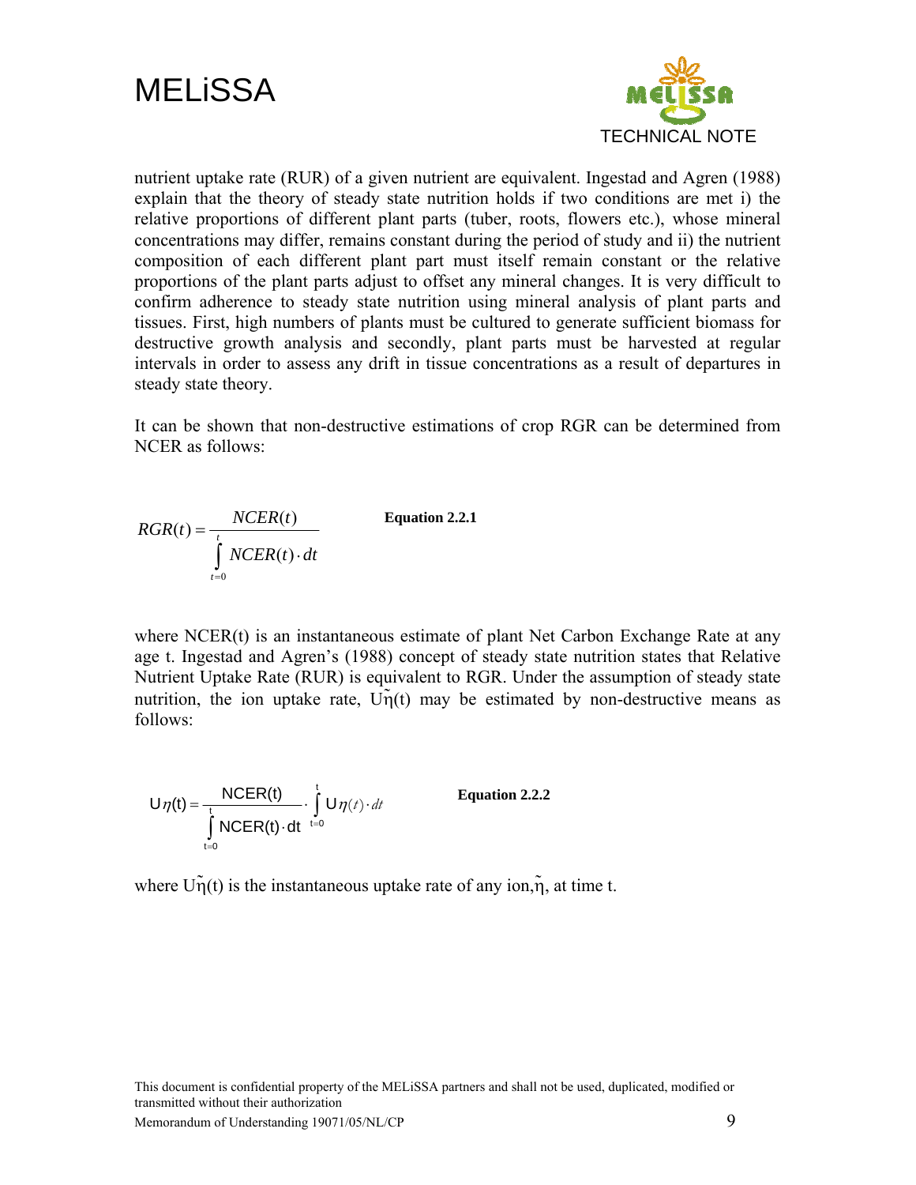nutrient uptake rate (RUR) of a given nutrient are equivalent. Ingestad and Agren (1988) explain that the theory of steady state nutrition holds if two conditions are met i) the relative proportions of different plant parts (tuber, roots, flowers etc.), whose mineral concentrations may differ, remains constant during the period of study and ii) the nutrient composition of each different plant part must itself remain constant or the relative proportions of the plant parts adjust to offset any mineral changes. It is very difficult to confirm adherence to steady state nutrition using mineral analysis of plant parts and tissues. First, high numbers of plants must be cultured to generate sufficient biomass for destructive growth analysis and secondly, plant parts must be harvested at regular intervals in order to assess any drift in tissue concentrations as a result of departures in steady state theory.

It can be shown that non-destructive estimations of crop RGR can be determined from NCER as follows:

$$RGR(t) = \frac{NCER(t)}{\int_{t=0}^{t} NCER(t) \cdot dt} \qquad \textbf{Equation 2.2.1}$$

where NCER(t) is an instantaneous estimate of plant Net Carbon Exchange Rate at any age t. Ingestad and Agren's (1988) concept of steady state nutrition states that Relative Nutrient Uptake Rate (RUR) is equivalent to RGR. Under the assumption of steady state nutrition, the ion uptake rate, $U\tilde{\eta}(t)$ may be estimated by non-destructive means as follows:

$$U\eta(t) = \frac{\text{NCER(t)}}{\int_{t=0}^{t} \text{NCER(t)} \cdot \text{dt}} \cdot \int_{t=0}^{t} U\eta(t) \cdot dt \qquad \textbf{Equation 2.2.2}$$

where $U\tilde{\eta}(t)$ is the instantaneous uptake rate of any ion, $\tilde{\eta}$, at time t.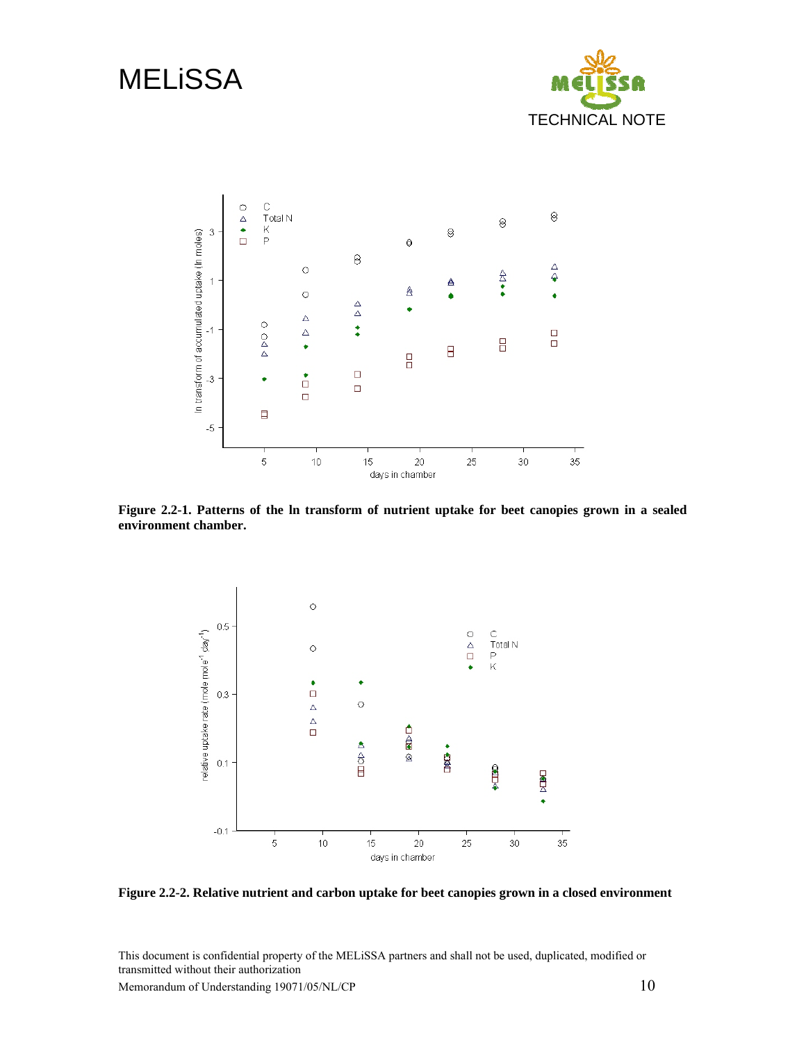Figure 2.2-1. Patterns of the ln transform of nutrient uptake for beet canopies grown in a sealed environment chamber.

Figure 2.2-2. Relative nutrient and carbon uptake for beet canopies grown in a closed environment

This document is confidential property of the MELiSSA partners and shall not be used, duplicated, modified or transmitted without their authorization

Memorandum of Understanding 19071/05/NL/CP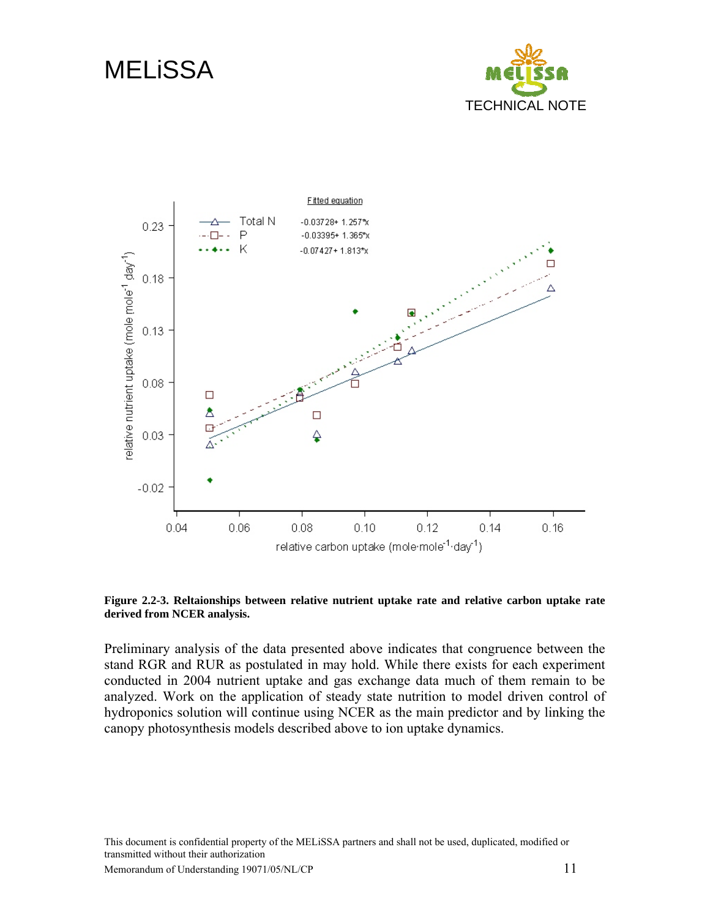Fitted equation

Total N -0.03728+ 1.257*x

P -0.03395+ 1.365*x

K -0.07427+ 1.813*x

0.23

0.18

0.13

0.08

0.03

-0.02

relative nutrient uptake (mole mole$^{-1}$ day$^{-1}$)

0.04 0.06 0.08 0.10 0.12 0.14 0.16

relative carbon uptake (mole·mole$^{-1}$·day$^{-1}$)

**Figure 2.2-3. Reltaionships between relative nutrient uptake rate and relative carbon uptake rate derived from NCER analysis.**

Preliminary analysis of the data presented above indicates that congruence between the stand RGR and RUR as postulated in may hold. While there exists for each experiment conducted in 2004 nutrient uptake and gas exchange data much of them remain to be analyzed. Work on the application of steady state nutrition to model driven control of hydroponics solution will continue using NCER as the main predictor and by linking the canopy photosynthesis models described above to ion uptake dynamics.